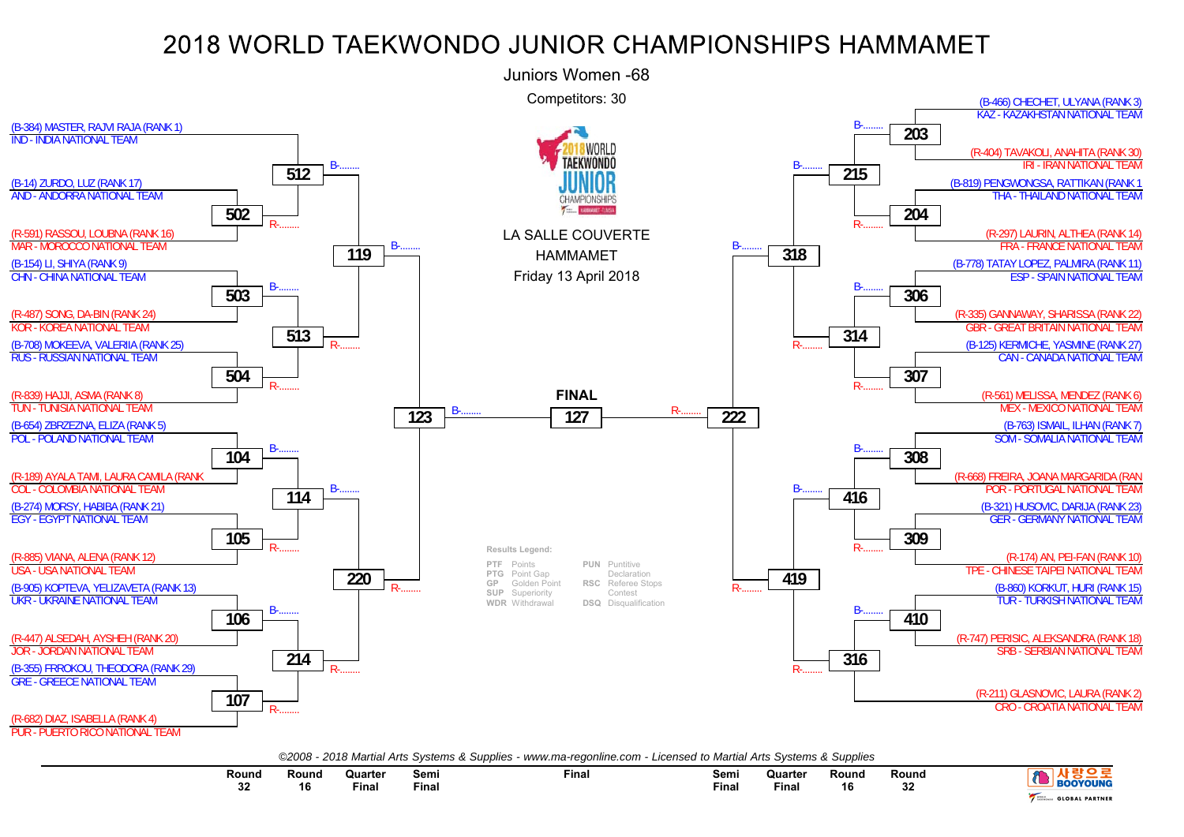# 2018 WORLD TAEKWONDO JUNIOR CHAMPIONSHIPS HAMMAMET

## Juniors Women -68

Competitors: 30

LA SALLE COUVERTE
HAMMAMET
Friday 13 April 2018

### Left side of bracket

(B-384) MASTER, RAJVI RAJA (RANK 1)
IND - INDIA NATIONAL TEAM

(B-14) ZURDO, LUZ (RANK 17)
AND - ANDORRA NATIONAL TEAM

(R-591) RASSOU, LOUBNA (RANK 16)
MAR - MOROCCO NATIONAL TEAM

(B-154) LI, SHIYA (RANK 9)
CHN - CHINA NATIONAL TEAM

(R-487) SONG, DA-BIN (RANK 24)
KOR - KOREA NATIONAL TEAM

(B-708) MOKEEVA, VALERIIA (RANK 25)
RUS - RUSSIAN NATIONAL TEAM

(R-839) HAJJI, ASMA (RANK 8)
TUN - TUNISIA NATIONAL TEAM

(B-654) ZBRZEZNA, ELIZA (RANK 5)
POL - POLAND NATIONAL TEAM

(R-189) AYALA TAMI, LAURA CAMILA (RANK
COL - COLOMBIA NATIONAL TEAM

(B-274) MORSY, HABIBA (RANK 21)
EGY - EGYPT NATIONAL TEAM

(R-885) VIANA, ALENA (RANK 12)
USA - USA NATIONAL TEAM

(B-905) KOPTEVA, YELIZAVETA (RANK 13)
UKR - UKRAINE NATIONAL TEAM

(R-447) ALSEDAH, AYSHEH (RANK 20)
JOR - JORDAN NATIONAL TEAM

(B-355) FRROKOU, THEODORA (RANK 29)
GRE - GREECE NATIONAL TEAM

(R-682) DIAZ, ISABELLA (RANK 4)
PUR - PUERTO RICO NATIONAL TEAM

Matches: Round 32: 502, 503, 504, 104, 105, 106, 107; Round 16: 512, 513, 114, 214; Quarter Final: 119, 220; Semi Final: 123

### Final

FINAL: 127

### Right side of bracket

(B-466) CHECHET, ULYANA (RANK 3)
KAZ - KAZAKHSTAN NATIONAL TEAM

(R-404) TAVAKOLI, ANAHITA (RANK 30)
IRI - IRAN NATIONAL TEAM

(B-819) PENGWONGSA, RATTIKAN (RANK 1
THA - THAILAND NATIONAL TEAM

(R-297) LAURIN, ALTHEA (RANK 14)
FRA - FRANCE NATIONAL TEAM

(B-778) TATAY LOPEZ, PALMIRA (RANK 11)
ESP - SPAIN NATIONAL TEAM

(R-335) GANNAWAY, SHARISSA (RANK 22)
GBR - GREAT BRITAIN NATIONAL TEAM

(B-125) KERMICHE, YASMINE (RANK 27)
CAN - CANADA NATIONAL TEAM

(R-561) MELISSA, MENDEZ (RANK 6)
MEX - MEXICO NATIONAL TEAM

(B-763) ISMAIL, ILHAN (RANK 7)
SOM - SOMALIA NATIONAL TEAM

(R-668) FREIRA, JOANA MARGARIDA (RAN
POR - PORTUGAL NATIONAL TEAM

(B-321) HUSOVIC, DARIJA (RANK 23)
GER - GERMANY NATIONAL TEAM

(R-174) AN, PEI-FAN (RANK 10)
TPE - CHINESE TAIPEI NATIONAL TEAM

(B-860) KORKUT, HURI (RANK 15)
TUR - TURKISH NATIONAL TEAM

(R-747) PERISIC, ALEKSANDRA (RANK 18)
SRB - SERBIAN NATIONAL TEAM

(R-211) GLASNOVIC, LAURA (RANK 2)
CRO - CROATIA NATIONAL TEAM

Matches: Round 32: 203, 204, 306, 307, 308, 309, 410; Round 16: 215, 314, 416, 316; Quarter Final: 318, 419; Semi Final: 222

### Results Legend:

| | | | |
|---|---|---|---|
| PTF | Points | PUN | Puntitive Declaration |
| PTG | Point Gap | RSC | Referee Stops Contest |
| GP | Golden Point | DSQ | Disqualification |
| SUP | Superiority | | |
| WDR | Withdrawal | | |

*©2008 - 2018 Martial Arts Systems & Supplies - www.ma-regonline.com - Licensed to Martial Arts Systems & Supplies*

Round 32 | Round 16 | Quarter Final | Semi Final | Final | Semi Final | Quarter Final | Round 16 | Round 32

사랑으로 BOOYOUNG — GLOBAL PARTNER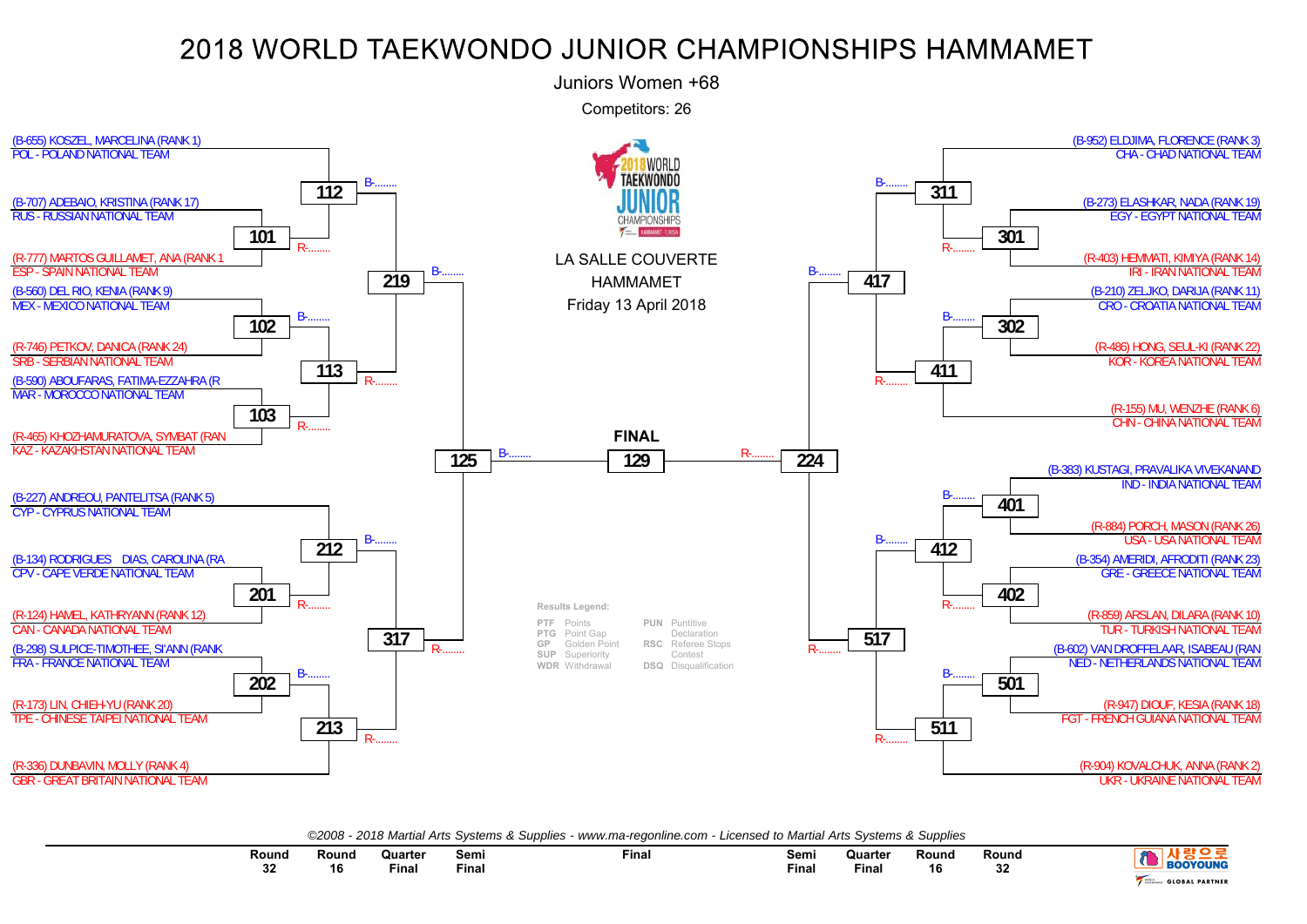# 2018 WORLD TAEKWONDO JUNIOR CHAMPIONSHIPS HAMMAMET

Juniors Women +68

Competitors: 26

LA SALLE COUVERTE
HAMMAMET
Friday 13 April 2018

## Left side of bracket

(B-655) KOSZEL, MARCELINA (RANK 1)
POL - POLAND NATIONAL TEAM

(B-707) ADEBAIO, KRISTINA (RANK 17)
RUS - RUSSIAN NATIONAL TEAM

(R-777) MARTOS GUILLAMET, ANA (RANK 1
ESP - SPAIN NATIONAL TEAM

(B-560) DEL RIO, KENIA (RANK 9)
MEX - MEXICO NATIONAL TEAM

(R-746) PETKOV, DANICA (RANK 24)
SRB - SERBIAN NATIONAL TEAM

(B-590) ABOUFARAS, FATIMA-EZZAHRA (R
MAR - MOROCCO NATIONAL TEAM

(R-465) KHOZHAMURATOVA, SYMBAT (RAN
KAZ - KAZAKHSTAN NATIONAL TEAM

(B-227) ANDREOU, PANTELITSA (RANK 5)
CYP - CYPRUS NATIONAL TEAM

(B-134) RODRIGUES DIAS, CAROLINA (RA
CPV - CAPE VERDE NATIONAL TEAM

(R-124) HAMEL, KATHRYANN (RANK 12)
CAN - CANADA NATIONAL TEAM

(B-298) SULPICE-TIMOTHEE, SI'ANN (RANK
FRA - FRANCE NATIONAL TEAM

(R-173) LIN, CHIEH-YU (RANK 20)
TPE - CHINESE TAIPEI NATIONAL TEAM

(R-336) DUNBAVIN, MOLLY (RANK 4)
GBR - GREAT BRITAIN NATIONAL TEAM

Contests: 101, 102, 103, 112, 113, 201, 202, 212, 213, 219, 317, 125

## Right side of bracket

(B-952) ELDJIMA, FLORENCE (RANK 3)
CHA - CHAD NATIONAL TEAM

(B-273) ELASHKAR, NADA (RANK 19)
EGY - EGYPT NATIONAL TEAM

(R-403) HEMMATI, KIMIYA (RANK 14)
IRI - IRAN NATIONAL TEAM

(B-210) ZELJKO, DARIJA (RANK 11)
CRO - CROATIA NATIONAL TEAM

(R-486) HONG, SEUL-KI (RANK 22)
KOR - KOREA NATIONAL TEAM

(R-155) MU, WENZHE (RANK 6)
CHN - CHINA NATIONAL TEAM

(B-383) KUSTAGI, PRAVALIKA VIVEKANAND
IND - INDIA NATIONAL TEAM

(R-884) PORCH, MASON (RANK 26)
USA - USA NATIONAL TEAM

(B-354) AMERIDI, AFRODITI (RANK 23)
GRE - GREECE NATIONAL TEAM

(R-859) ARSLAN, DILARA (RANK 10)
TUR - TURKISH NATIONAL TEAM

(B-602) VAN DROFFELAAR, ISABEAU (RAN
NED - NETHERLANDS NATIONAL TEAM

(R-947) DIOUF, KESIA (RANK 18)
FGT - FRENCH GUIANA NATIONAL TEAM

(R-904) KOVALCHUK, ANNA (RANK 2)
UKR - UKRAINE NATIONAL TEAM

Contests: 301, 302, 311, 411, 401, 402, 412, 501, 511, 417, 517, 224

## FINAL

129 (B-........ / R-........)

**Results Legend:**

| | | | |
|---|---|---|---|
| PTF | Points | PUN | Punitive Declaration |
| PTG | Point Gap | RSC | Referee Stops Contest |
| GP | Golden Point | DSQ | Disqualification |
| SUP | Superiority | | |
| WDR | Withdrawal | | |

*©2008 - 2018 Martial Arts Systems & Supplies - www.ma-regonline.com - Licensed to Martial Arts Systems & Supplies*

Round 32 | Round 16 | Quarter Final | Semi Final | Final | Semi Final | Quarter Final | Round 16 | Round 32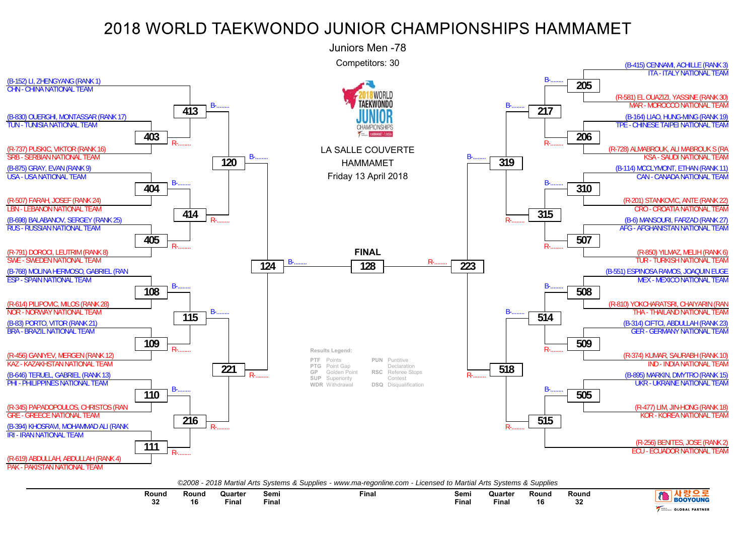# 2018 WORLD TAEKWONDO JUNIOR CHAMPIONSHIPS HAMMAMET

## Juniors Men -78

Competitors: 30

LA SALLE COUVERTE
HAMMAMET
Friday 13 April 2018

### Left side of bracket

- (B-152) LI, ZHENGYANG (RANK 1) — CHN - CHINA NATIONAL TEAM
- (B-830) OUERGHI, MONTASSAR (RANK 17) — TUN - TUNISIA NATIONAL TEAM
- (R-737) PUSKIC, VIKTOR (RANK 16) — SRB - SERBIAN NATIONAL TEAM
- (B-875) GRAY, EVAN (RANK 9) — USA - USA NATIONAL TEAM
- (R-507) FARAH, JOSEF (RANK 24) — LBN - LEBANON NATIONAL TEAM
- (B-698) BALABANOV, SERGEY (RANK 25) — RUS - RUSSIAN NATIONAL TEAM
- (R-791) DOROCI, LEUTRIM (RANK 8) — SWE - SWEDEN NATIONAL TEAM
- (B-768) MOLINA HERMOSO, GABRIEL (RAN — ESP - SPAIN NATIONAL TEAM
- (R-614) PILIPOVIC, MILOS (RANK 28) — NOR - NORWAY NATIONAL TEAM
- (B-83) PORTO, VITOR (RANK 21) — BRA - BRAZIL NATIONAL TEAM
- (R-456) GANIYEV, MERGEN (RANK 12) — KAZ - KAZAKHSTAN NATIONAL TEAM
- (B-646) TERUEL, GABRIEL (RANK 13) — PHI - PHILIPPINES NATIONAL TEAM
- (R-345) PAPADOPOULOS, CHRISTOS (RAN — GRE - GREECE NATIONAL TEAM
- (B-394) KHOSRAVI, MOHAMMAD ALI (RANK — IRI - IRAN NATIONAL TEAM
- (R-619) ABDULLAH, ABDULLAH (RANK 4) — PAK - PAKISTAN NATIONAL TEAM

### Right side of bracket

- (B-415) CENNAMI, ACHILLE (RANK 3) — ITA - ITALY NATIONAL TEAM
- (R-581) EL OUAZIZI, YASSINE (RANK 30) — MAR - MOROCCO NATIONAL TEAM
- (B-164) LIAO, HUNG-MING (RANK 19) — TPE - CHINESE TAIPEI NATIONAL TEAM
- (R-728) ALMABROUK, ALI MABROUK S (RA — KSA - SAUDI NATIONAL TEAM
- (B-114) MCCLYMONT, ETHAN (RANK 11) — CAN - CANADA NATIONAL TEAM
- (R-201) STANKOVIC, ANTE (RANK 22) — CRO - CROATIA NATIONAL TEAM
- (B-6) MANSOURI, FARZAD (RANK 27) — AFG - AFGHANISTAN NATIONAL TEAM
- (R-850) YILMAZ, MELIH (RANK 6) — TUR - TURKISH NATIONAL TEAM
- (B-551) ESPINOSA RAMOS, JOAQUIN EUGE — MEX - MEXICO NATIONAL TEAM
- (R-810) YOKCHARATSRI, CHAIYARIN (RAN — THA - THAILAND NATIONAL TEAM
- (B-314) CIFTCI, ABDULLAH (RANK 23) — GER - GERMANY NATIONAL TEAM
- (R-374) KUMAR, SAURABH (RANK 10) — IND - INDIA NATIONAL TEAM
- (B-895) MARKIN, DMYTRO (RANK 15) — UKR - UKRAINE NATIONAL TEAM
- (R-477) LIM, JIN-HONG (RANK 18) — KOR - KOREA NATIONAL TEAM
- (R-256) BENITES, JOSE (RANK 2) — ECU - ECUADOR NATIONAL TEAM

### Match numbers

| Round 32 | Round 16 | Quarter Final | Semi Final | Final | Semi Final | Quarter Final | Round 16 | Round 32 |
|---|---|---|---|---|---|---|---|---|
| 403, 404, 405, 108, 109, 110, 111 | 413, 414, 115, 216 | 120, 221 | 124 | 128 | 223 | 319, 518 | 217, 315, 514, 515 | 205, 206, 310, 507, 508, 509, 505 |

**FINAL**: 128 (B-........ / R-........)

### Results Legend:

| | | | |
|---|---|---|---|
| PTF | Points | PUN | Puntitive Declaration |
| PTG | Point Gap | RSC | Referee Stops Contest |
| GP | Golden Point | DSQ | Disqualification |
| SUP | Superiority | | |
| WDR | Withdrawal | | |

*©2008 - 2018 Martial Arts Systems & Supplies - www.ma-regonline.com - Licensed to Martial Arts Systems & Supplies*

사랑으로 BOOYOUNG — GLOBAL PARTNER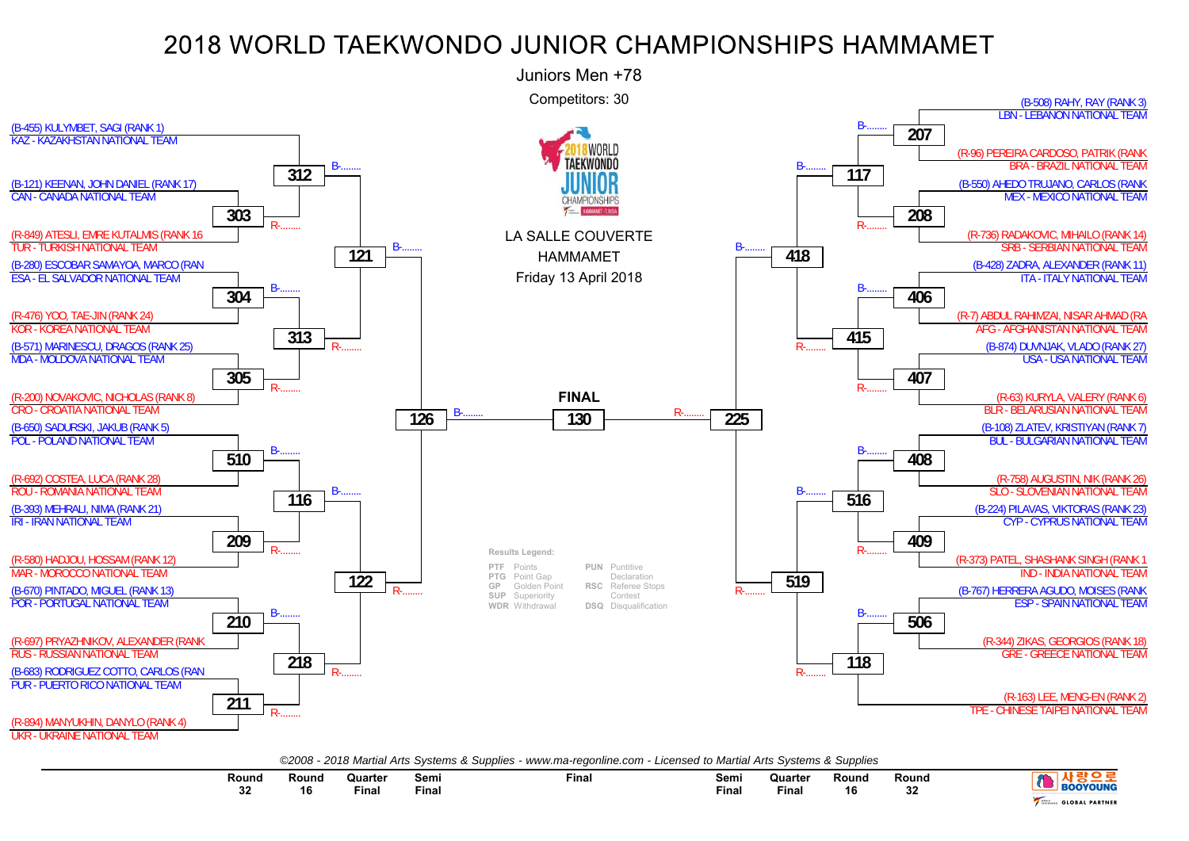# 2018 WORLD TAEKWONDO JUNIOR CHAMPIONSHIPS HAMMAMET

Juniors Men +78

Competitors: 30

LA SALLE COUVERTE

HAMMAMET

Friday 13 April 2018

(B-455) KULYMBET, SAGI (RANK 1)
KAZ - KAZAKHSTAN NATIONAL TEAM

(B-121) KEENAN, JOHN DANIEL (RANK 17)
CAN - CANADA NATIONAL TEAM

(R-849) ATESLI, EMRE KUTALMIS (RANK 16
TUR - TURKISH NATIONAL TEAM

(B-280) ESCOBAR SAMAYOA, MARCO (RAN
ESA - EL SALVADOR NATIONAL TEAM

(R-476) YOO, TAE-JIN (RANK 24)
KOR - KOREA NATIONAL TEAM

(B-571) MARINESCU, DRAGOS (RANK 25)
MDA - MOLDOVA NATIONAL TEAM

(R-200) NOVAKOVIC, NICHOLAS (RANK 8)
CRO - CROATIA NATIONAL TEAM

(B-650) SADURSKI, JAKUB (RANK 5)
POL - POLAND NATIONAL TEAM

(R-692) COSTEA, LUCA (RANK 28)
ROU - ROMANIA NATIONAL TEAM

(B-393) MEHRALI, NIMA (RANK 21)
IRI - IRAN NATIONAL TEAM

(R-580) HADJOU, HOSSAM (RANK 12)
MAR - MOROCCO NATIONAL TEAM

(B-670) PINTADO, MIGUEL (RANK 13)
POR - PORTUGAL NATIONAL TEAM

(R-697) PRYAZHNIKOV, ALEXANDER (RANK
RUS - RUSSIAN NATIONAL TEAM

(B-683) RODRIGUEZ COTTO, CARLOS (RAN
PUR - PUERTO RICO NATIONAL TEAM

(R-894) MANYUKHIN, DANYLO (RANK 4)
UKR - UKRAINE NATIONAL TEAM

(B-508) RAHY, RAY (RANK 3)
LBN - LEBANON NATIONAL TEAM

(R-96) PEREIRA CARDOSO, PATRIK (RANK
BRA - BRAZIL NATIONAL TEAM

(B-550) AHEDO TRUJANO, CARLOS (RANK
MEX - MEXICO NATIONAL TEAM

(R-736) RADAKOVIC, MIHAILO (RANK 14)
SRB - SERBIAN NATIONAL TEAM

(B-428) ZADRA, ALEXANDER (RANK 11)
ITA - ITALY NATIONAL TEAM

(R-7) ABDUL RAHIMZAI, NISAR AHMAD (RA
AFG - AFGHANISTAN NATIONAL TEAM

(B-874) DUVNJAK, VLADO (RANK 27)
USA - USA NATIONAL TEAM

(R-63) KURYLA, VALERY (RANK 6)
BLR - BELARUSIAN NATIONAL TEAM

(B-108) ZLATEV, KRISTIYAN (RANK 7)
BUL - BULGARIAN NATIONAL TEAM

(R-758) AUGUSTIN, NIK (RANK 26)
SLO - SLOVENIAN NATIONAL TEAM

(B-224) PILAVAS, VIKTORAS (RANK 23)
CYP - CYPRUS NATIONAL TEAM

(R-373) PATEL, SHASHANK SINGH (RANK 1
IND - INDIA NATIONAL TEAM

(B-767) HERRERA AGUDO, MOISES (RANK
ESP - SPAIN NATIONAL TEAM

(R-344) ZIKAS, GEORGIOS (RANK 18)
GRE - GREECE NATIONAL TEAM

(R-163) LEE, MENG-EN (RANK 2)
TPE - CHINESE TAIPEI NATIONAL TEAM

Left bracket matches: 312, 303, 304, 313, 305, 121, 510, 116, 209, 210, 218, 211, 122, 126

FINAL 130

Right bracket matches: 207, 117, 208, 418, 406, 415, 407, 408, 516, 409, 519, 506, 118, 225

**Results Legend:**

| | | | |
|---|---|---|---|
| PTF | Points | PUN | Puntitive Declaration |
| PTG | Point Gap | | |
| GP | Golden Point | RSC | Referee Stops Contest |
| SUP | Superiority | | |
| WDR | Withdrawal | DSQ | Disqualification |

*©2008 - 2018 Martial Arts Systems & Supplies - www.ma-regonline.com - Licensed to Martial Arts Systems & Supplies*

Round 32 | Round 16 | Quarter Final | Semi Final | Final | Semi Final | Quarter Final | Round 16 | Round 32